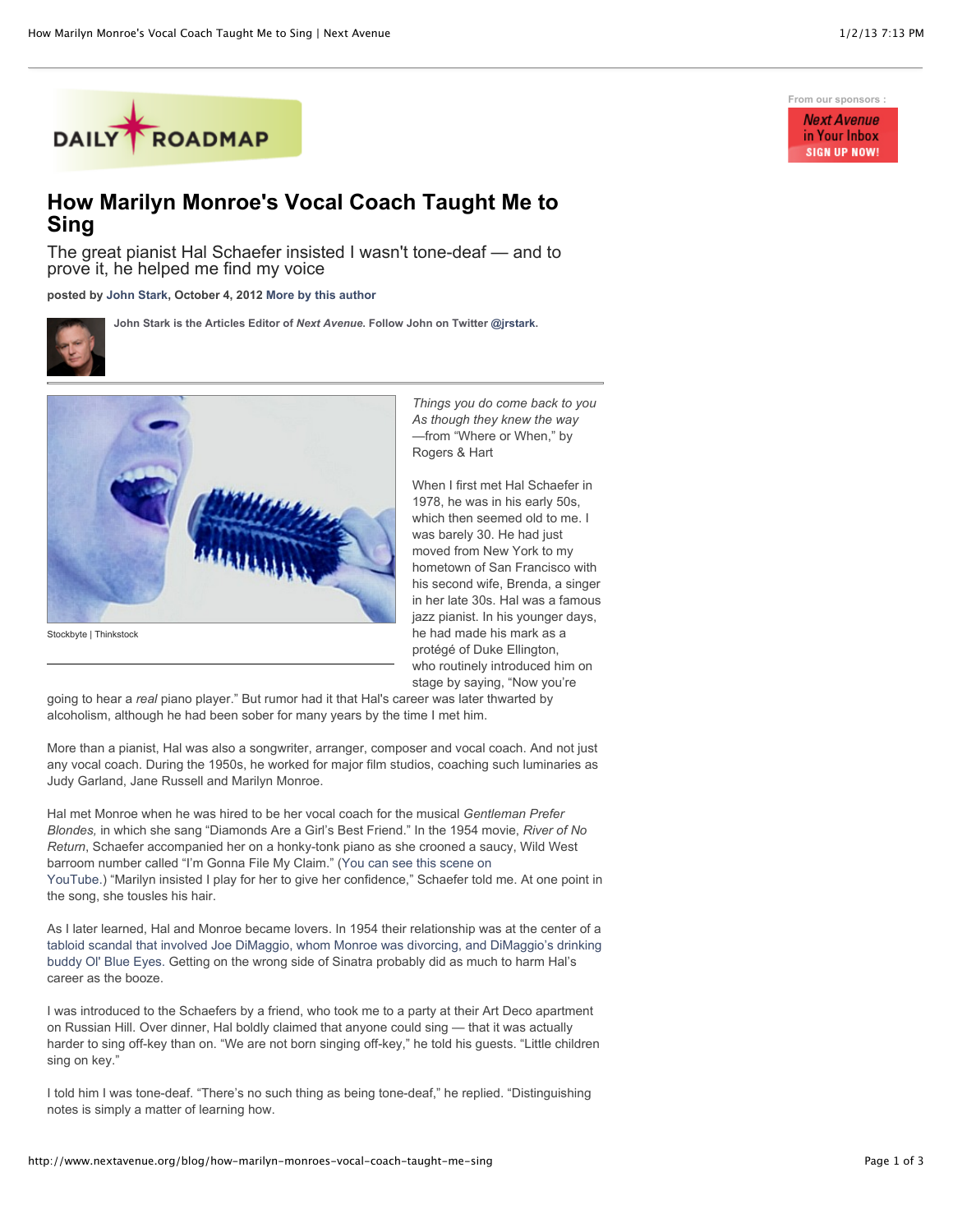DAILY ROADMAP

From our sponsors : Next Avenue in Your Inbox SIGN UP NOW!

# How Marilyn Monroe's Vocal Coach Taught Me to Sing

## The great pianist Hal Schaefer insisted I wasn't tone-deaf — and to prove it, he helped me find my voice

**posted by John Stark, October 4, 2012 More by this author**

**John Stark is the Articles Editor of *Next Avenue*. Follow John on Twitter @jrstark.**

Stockbyte | Thinkstock

*Things you do come back to you*
*As though they knew the way*
—from "Where or When," by Rogers & Hart

When I first met Hal Schaefer in 1978, he was in his early 50s, which then seemed old to me. I was barely 30. He had just moved from New York to my hometown of San Francisco with his second wife, Brenda, a singer in her late 30s. Hal was a famous jazz pianist. In his younger days, he had made his mark as a protégé of Duke Ellington, who routinely introduced him on stage by saying, "Now you're going to hear a *real* piano player." But rumor had it that Hal's career was later thwarted by alcoholism, although he had been sober for many years by the time I met him.

More than a pianist, Hal was also a songwriter, arranger, composer and vocal coach. And not just any vocal coach. During the 1950s, he worked for major film studios, coaching such luminaries as Judy Garland, Jane Russell and Marilyn Monroe.

Hal met Monroe when he was hired to be her vocal coach for the musical *Gentleman Prefer Blondes,* in which she sang "Diamonds Are a Girl's Best Friend." In the 1954 movie, *River of No Return*, Schaefer accompanied her on a honky-tonk piano as she crooned a saucy, Wild West barroom number called "I'm Gonna File My Claim." (You can see this scene on YouTube.) "Marilyn insisted I play for her to give her confidence," Schaefer told me. At one point in the song, she tousles his hair.

As I later learned, Hal and Monroe became lovers. In 1954 their relationship was at the center of a tabloid scandal that involved Joe DiMaggio, whom Monroe was divorcing, and DiMaggio's drinking buddy Ol' Blue Eyes. Getting on the wrong side of Sinatra probably did as much to harm Hal's career as the booze.

I was introduced to the Schaefers by a friend, who took me to a party at their Art Deco apartment on Russian Hill. Over dinner, Hal boldly claimed that anyone could sing — that it was actually harder to sing off-key than on. "We are not born singing off-key," he told his guests. "Little children sing on key."

I told him I was tone-deaf. "There's no such thing as being tone-deaf," he replied. "Distinguishing notes is simply a matter of learning how.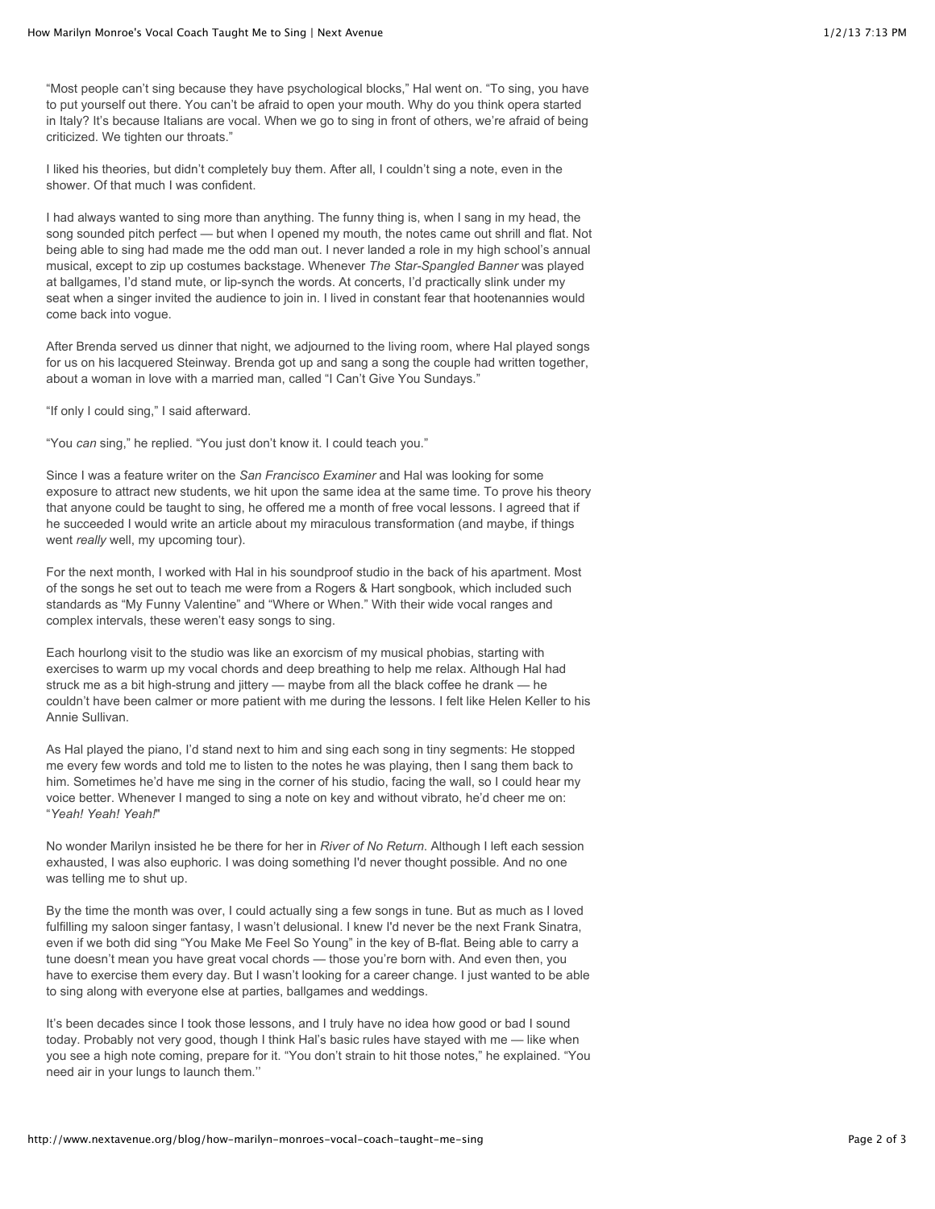"Most people can't sing because they have psychological blocks," Hal went on. "To sing, you have to put yourself out there. You can't be afraid to open your mouth. Why do you think opera started in Italy? It's because Italians are vocal. When we go to sing in front of others, we're afraid of being criticized. We tighten our throats."

I liked his theories, but didn't completely buy them. After all, I couldn't sing a note, even in the shower. Of that much I was confident.

I had always wanted to sing more than anything. The funny thing is, when I sang in my head, the song sounded pitch perfect — but when I opened my mouth, the notes came out shrill and flat. Not being able to sing had made me the odd man out. I never landed a role in my high school's annual musical, except to zip up costumes backstage. Whenever *The Star-Spangled Banner* was played at ballgames, I'd stand mute, or lip-synch the words. At concerts, I'd practically slink under my seat when a singer invited the audience to join in. I lived in constant fear that hootenannies would come back into vogue.

After Brenda served us dinner that night, we adjourned to the living room, where Hal played songs for us on his lacquered Steinway. Brenda got up and sang a song the couple had written together, about a woman in love with a married man, called "I Can't Give You Sundays."

"If only I could sing," I said afterward.

"You *can* sing," he replied. "You just don't know it. I could teach you."

Since I was a feature writer on the *San Francisco Examiner* and Hal was looking for some exposure to attract new students, we hit upon the same idea at the same time. To prove his theory that anyone could be taught to sing, he offered me a month of free vocal lessons. I agreed that if he succeeded I would write an article about my miraculous transformation (and maybe, if things went *really* well, my upcoming tour).

For the next month, I worked with Hal in his soundproof studio in the back of his apartment. Most of the songs he set out to teach me were from a Rogers & Hart songbook, which included such standards as "My Funny Valentine" and "Where or When." With their wide vocal ranges and complex intervals, these weren't easy songs to sing.

Each hourlong visit to the studio was like an exorcism of my musical phobias, starting with exercises to warm up my vocal chords and deep breathing to help me relax. Although Hal had struck me as a bit high-strung and jittery — maybe from all the black coffee he drank — he couldn't have been calmer or more patient with me during the lessons. I felt like Helen Keller to his Annie Sullivan.

As Hal played the piano, I'd stand next to him and sing each song in tiny segments: He stopped me every few words and told me to listen to the notes he was playing, then I sang them back to him. Sometimes he'd have me sing in the corner of his studio, facing the wall, so I could hear my voice better. Whenever I manged to sing a note on key and without vibrato, he'd cheer me on: "*Yeah! Yeah! Yeah!*"

No wonder Marilyn insisted he be there for her in *River of No Return*. Although I left each session exhausted, I was also euphoric. I was doing something I'd never thought possible. And no one was telling me to shut up.

By the time the month was over, I could actually sing a few songs in tune. But as much as I loved fulfilling my saloon singer fantasy, I wasn't delusional. I knew I'd never be the next Frank Sinatra, even if we both did sing "You Make Me Feel So Young" in the key of B-flat. Being able to carry a tune doesn't mean you have great vocal chords — those you're born with. And even then, you have to exercise them every day. But I wasn't looking for a career change. I just wanted to be able to sing along with everyone else at parties, ballgames and weddings.

It's been decades since I took those lessons, and I truly have no idea how good or bad I sound today. Probably not very good, though I think Hal's basic rules have stayed with me — like when you see a high note coming, prepare for it. "You don't strain to hit those notes," he explained. "You need air in your lungs to launch them."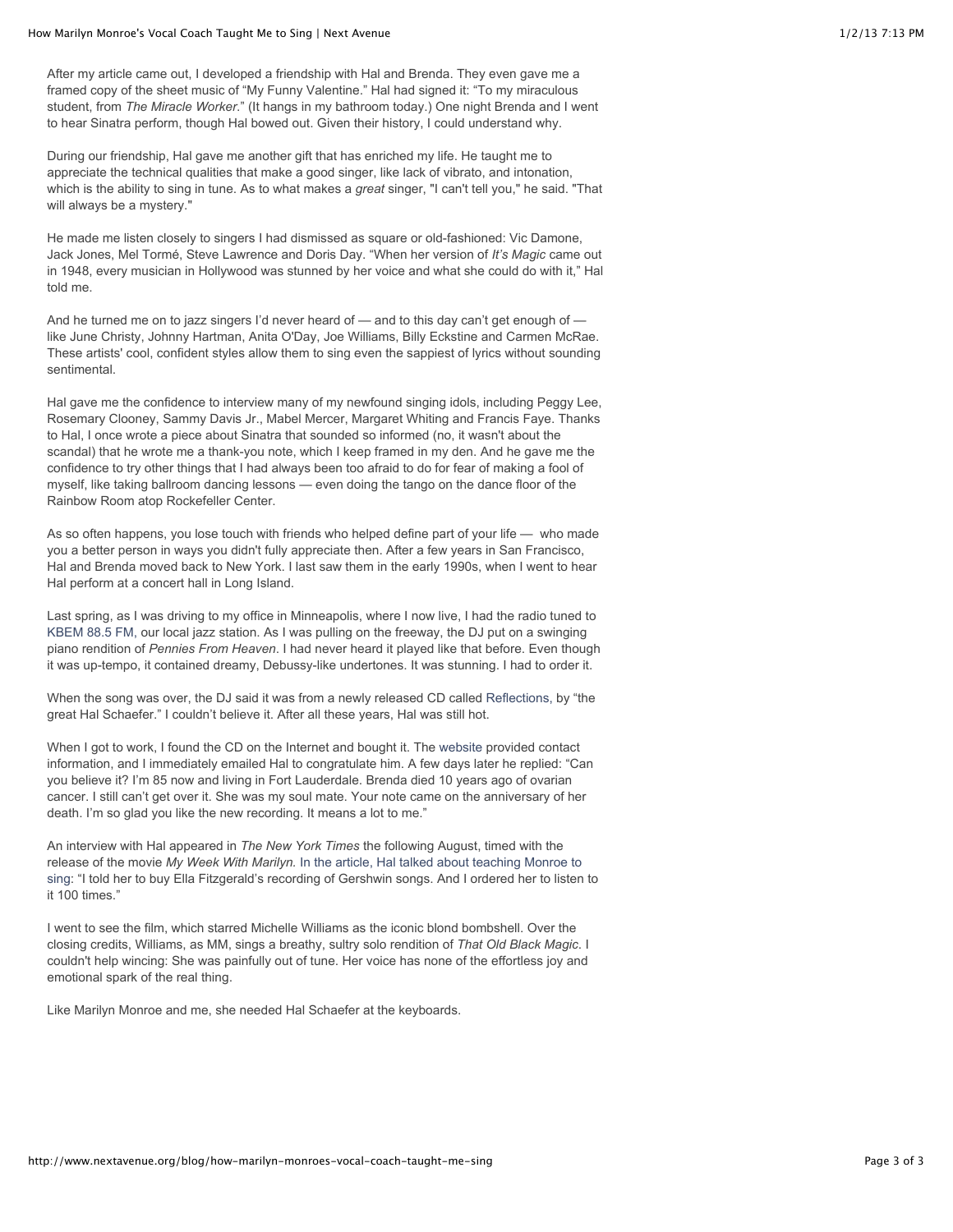After my article came out, I developed a friendship with Hal and Brenda. They even gave me a framed copy of the sheet music of “My Funny Valentine.” Hal had signed it: “To my miraculous student, from *The Miracle Worker*.” (It hangs in my bathroom today.) One night Brenda and I went to hear Sinatra perform, though Hal bowed out. Given their history, I could understand why.

During our friendship, Hal gave me another gift that has enriched my life. He taught me to appreciate the technical qualities that make a good singer, like lack of vibrato, and intonation, which is the ability to sing in tune. As to what makes a *great* singer, "I can't tell you," he said. "That will always be a mystery."

He made me listen closely to singers I had dismissed as square or old-fashioned: Vic Damone, Jack Jones, Mel Tormé, Steve Lawrence and Doris Day. “When her version of *It’s Magic* came out in 1948, every musician in Hollywood was stunned by her voice and what she could do with it,” Hal told me.

And he turned me on to jazz singers I’d never heard of — and to this day can’t get enough of — like June Christy, Johnny Hartman, Anita O'Day, Joe Williams, Billy Eckstine and Carmen McRae. These artists' cool, confident styles allow them to sing even the sappiest of lyrics without sounding sentimental.

Hal gave me the confidence to interview many of my newfound singing idols, including Peggy Lee, Rosemary Clooney, Sammy Davis Jr., Mabel Mercer, Margaret Whiting and Francis Faye. Thanks to Hal, I once wrote a piece about Sinatra that sounded so informed (no, it wasn't about the scandal) that he wrote me a thank-you note, which I keep framed in my den. And he gave me the confidence to try other things that I had always been too afraid to do for fear of making a fool of myself, like taking ballroom dancing lessons — even doing the tango on the dance floor of the Rainbow Room atop Rockefeller Center.

As so often happens, you lose touch with friends who helped define part of your life — who made you a better person in ways you didn't fully appreciate then. After a few years in San Francisco, Hal and Brenda moved back to New York. I last saw them in the early 1990s, when I went to hear Hal perform at a concert hall in Long Island.

Last spring, as I was driving to my office in Minneapolis, where I now live, I had the radio tuned to KBEM 88.5 FM, our local jazz station. As I was pulling on the freeway, the DJ put on a swinging piano rendition of *Pennies From Heaven*. I had never heard it played like that before. Even though it was up-tempo, it contained dreamy, Debussy-like undertones. It was stunning. I had to order it.

When the song was over, the DJ said it was from a newly released CD called Reflections, by “the great Hal Schaefer.” I couldn’t believe it. After all these years, Hal was still hot.

When I got to work, I found the CD on the Internet and bought it. The website provided contact information, and I immediately emailed Hal to congratulate him. A few days later he replied: “Can you believe it? I’m 85 now and living in Fort Lauderdale. Brenda died 10 years ago of ovarian cancer. I still can’t get over it. She was my soul mate. Your note came on the anniversary of her death. I’m so glad you like the new recording. It means a lot to me.”

An interview with Hal appeared in *The New York Times* the following August, timed with the release of the movie *My Week With Marilyn.* In the article, Hal talked about teaching Monroe to sing: “I told her to buy Ella Fitzgerald’s recording of Gershwin songs. And I ordered her to listen to it 100 times.”

I went to see the film, which starred Michelle Williams as the iconic blond bombshell. Over the closing credits, Williams, as MM, sings a breathy, sultry solo rendition of *That Old Black Magic*. I couldn't help wincing: She was painfully out of tune. Her voice has none of the effortless joy and emotional spark of the real thing.

Like Marilyn Monroe and me, she needed Hal Schaefer at the keyboards.